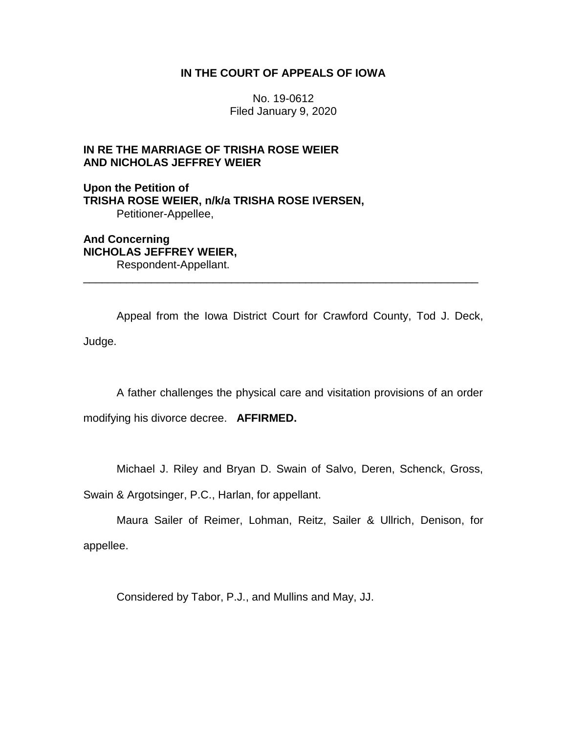**IN THE COURT OF APPEALS OF IOWA**

No. 19-0612
Filed January 9, 2020

**IN RE THE MARRIAGE OF TRISHA ROSE WEIER AND NICHOLAS JEFFREY WEIER**

**Upon the Petition of**
**TRISHA ROSE WEIER, n/k/a TRISHA ROSE IVERSEN,**
Petitioner-Appellee,

**And Concerning**
**NICHOLAS JEFFREY WEIER,**
Respondent-Appellant.

---

Appeal from the Iowa District Court for Crawford County, Tod J. Deck, Judge.

A father challenges the physical care and visitation provisions of an order modifying his divorce decree. **AFFIRMED.**

Michael J. Riley and Bryan D. Swain of Salvo, Deren, Schenck, Gross, Swain & Argotsinger, P.C., Harlan, for appellant.

Maura Sailer of Reimer, Lohman, Reitz, Sailer & Ullrich, Denison, for appellee.

Considered by Tabor, P.J., and Mullins and May, JJ.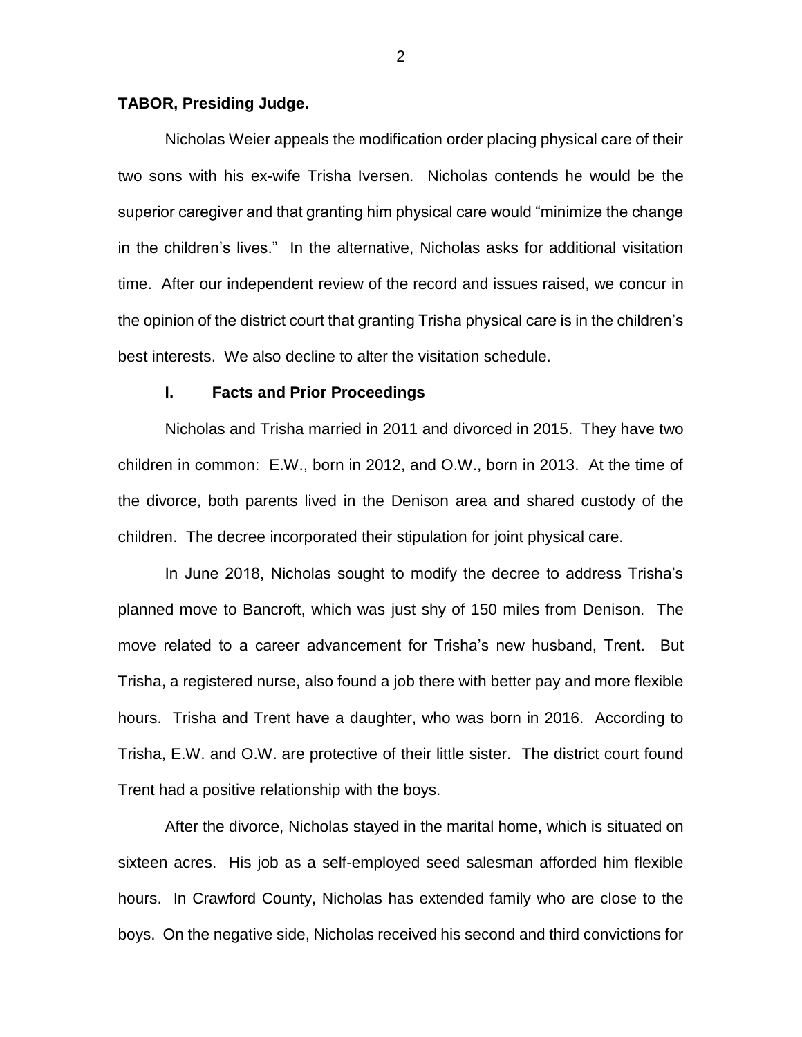**TABOR, Presiding Judge.**

Nicholas Weier appeals the modification order placing physical care of their two sons with his ex-wife Trisha Iversen. Nicholas contends he would be the superior caregiver and that granting him physical care would "minimize the change in the children's lives." In the alternative, Nicholas asks for additional visitation time. After our independent review of the record and issues raised, we concur in the opinion of the district court that granting Trisha physical care is in the children's best interests. We also decline to alter the visitation schedule.

## I. Facts and Prior Proceedings

Nicholas and Trisha married in 2011 and divorced in 2015. They have two children in common: E.W., born in 2012, and O.W., born in 2013. At the time of the divorce, both parents lived in the Denison area and shared custody of the children. The decree incorporated their stipulation for joint physical care.

In June 2018, Nicholas sought to modify the decree to address Trisha's planned move to Bancroft, which was just shy of 150 miles from Denison. The move related to a career advancement for Trisha's new husband, Trent. But Trisha, a registered nurse, also found a job there with better pay and more flexible hours. Trisha and Trent have a daughter, who was born in 2016. According to Trisha, E.W. and O.W. are protective of their little sister. The district court found Trent had a positive relationship with the boys.

After the divorce, Nicholas stayed in the marital home, which is situated on sixteen acres. His job as a self-employed seed salesman afforded him flexible hours. In Crawford County, Nicholas has extended family who are close to the boys. On the negative side, Nicholas received his second and third convictions for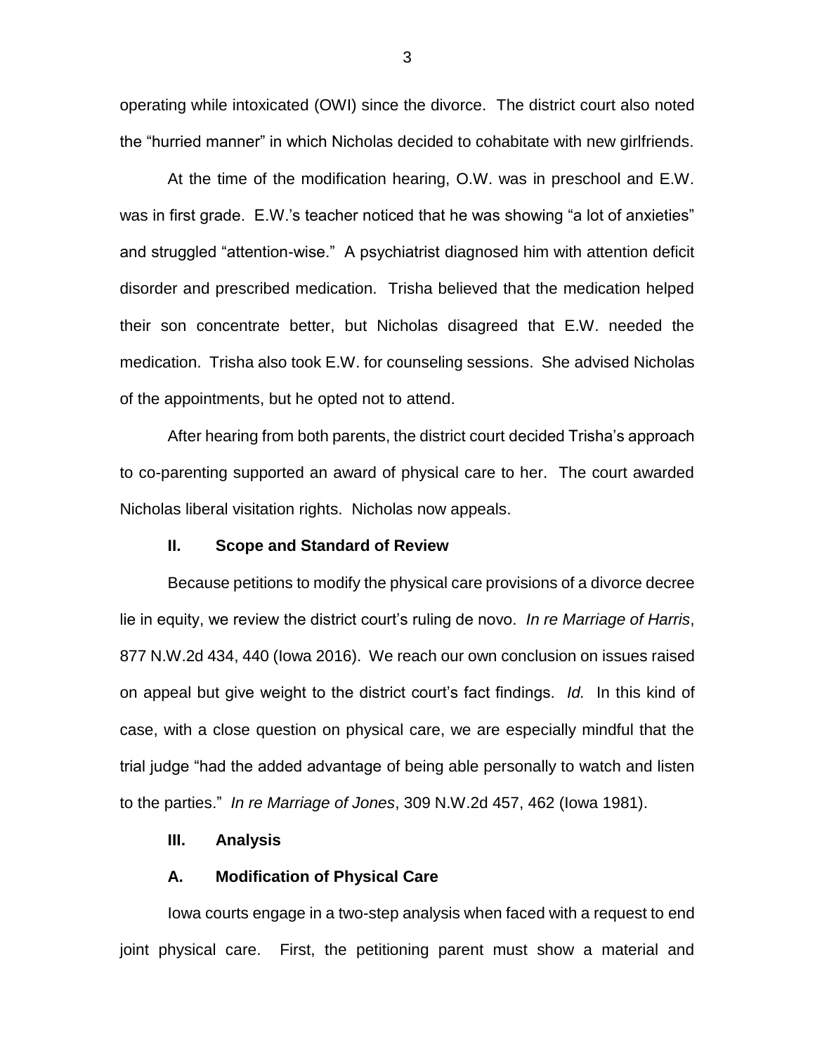operating while intoxicated (OWI) since the divorce. The district court also noted the "hurried manner" in which Nicholas decided to cohabitate with new girlfriends.

At the time of the modification hearing, O.W. was in preschool and E.W. was in first grade. E.W.'s teacher noticed that he was showing "a lot of anxieties" and struggled "attention-wise." A psychiatrist diagnosed him with attention deficit disorder and prescribed medication. Trisha believed that the medication helped their son concentrate better, but Nicholas disagreed that E.W. needed the medication. Trisha also took E.W. for counseling sessions. She advised Nicholas of the appointments, but he opted not to attend.

After hearing from both parents, the district court decided Trisha's approach to co-parenting supported an award of physical care to her. The court awarded Nicholas liberal visitation rights. Nicholas now appeals.

## II. Scope and Standard of Review

Because petitions to modify the physical care provisions of a divorce decree lie in equity, we review the district court's ruling de novo. *In re Marriage of Harris*, 877 N.W.2d 434, 440 (Iowa 2016). We reach our own conclusion on issues raised on appeal but give weight to the district court's fact findings. *Id.* In this kind of case, with a close question on physical care, we are especially mindful that the trial judge "had the added advantage of being able personally to watch and listen to the parties." *In re Marriage of Jones*, 309 N.W.2d 457, 462 (Iowa 1981).

## III. Analysis

### A. Modification of Physical Care

Iowa courts engage in a two-step analysis when faced with a request to end joint physical care. First, the petitioning parent must show a material and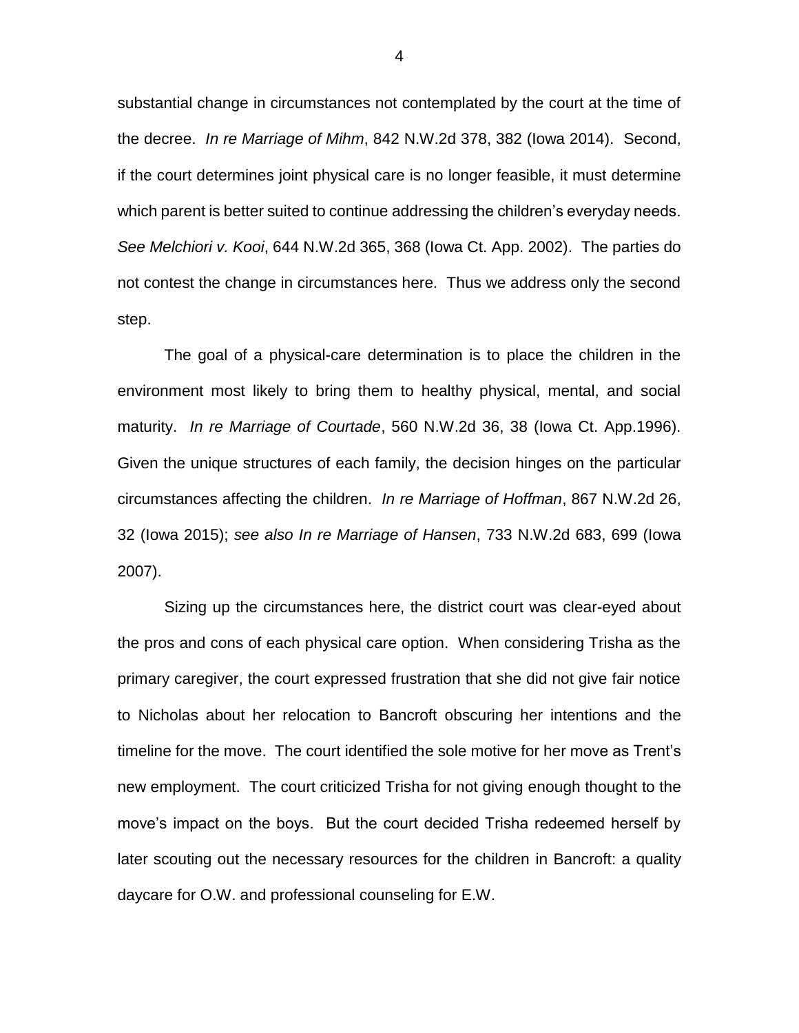substantial change in circumstances not contemplated by the court at the time of the decree. *In re Marriage of Mihm*, 842 N.W.2d 378, 382 (Iowa 2014). Second, if the court determines joint physical care is no longer feasible, it must determine which parent is better suited to continue addressing the children's everyday needs. *See Melchiori v. Kooi*, 644 N.W.2d 365, 368 (Iowa Ct. App. 2002). The parties do not contest the change in circumstances here. Thus we address only the second step.

The goal of a physical-care determination is to place the children in the environment most likely to bring them to healthy physical, mental, and social maturity. *In re Marriage of Courtade*, 560 N.W.2d 36, 38 (Iowa Ct. App.1996). Given the unique structures of each family, the decision hinges on the particular circumstances affecting the children. *In re Marriage of Hoffman*, 867 N.W.2d 26, 32 (Iowa 2015); *see also In re Marriage of Hansen*, 733 N.W.2d 683, 699 (Iowa 2007).

Sizing up the circumstances here, the district court was clear-eyed about the pros and cons of each physical care option. When considering Trisha as the primary caregiver, the court expressed frustration that she did not give fair notice to Nicholas about her relocation to Bancroft obscuring her intentions and the timeline for the move. The court identified the sole motive for her move as Trent's new employment. The court criticized Trisha for not giving enough thought to the move's impact on the boys. But the court decided Trisha redeemed herself by later scouting out the necessary resources for the children in Bancroft: a quality daycare for O.W. and professional counseling for E.W.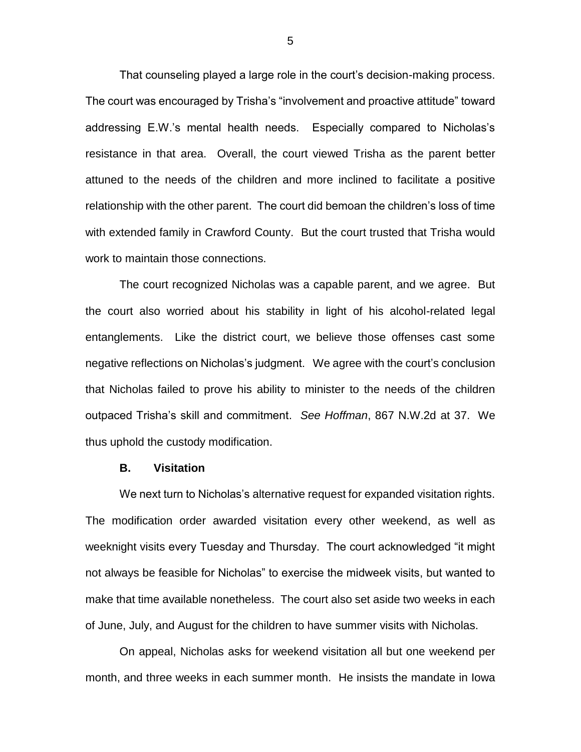That counseling played a large role in the court's decision-making process. The court was encouraged by Trisha's "involvement and proactive attitude" toward addressing E.W.'s mental health needs. Especially compared to Nicholas's resistance in that area. Overall, the court viewed Trisha as the parent better attuned to the needs of the children and more inclined to facilitate a positive relationship with the other parent. The court did bemoan the children's loss of time with extended family in Crawford County. But the court trusted that Trisha would work to maintain those connections.

The court recognized Nicholas was a capable parent, and we agree. But the court also worried about his stability in light of his alcohol-related legal entanglements. Like the district court, we believe those offenses cast some negative reflections on Nicholas's judgment. We agree with the court's conclusion that Nicholas failed to prove his ability to minister to the needs of the children outpaced Trisha's skill and commitment. *See Hoffman*, 867 N.W.2d at 37. We thus uphold the custody modification.

### B. Visitation

We next turn to Nicholas's alternative request for expanded visitation rights. The modification order awarded visitation every other weekend, as well as weeknight visits every Tuesday and Thursday. The court acknowledged "it might not always be feasible for Nicholas" to exercise the midweek visits, but wanted to make that time available nonetheless. The court also set aside two weeks in each of June, July, and August for the children to have summer visits with Nicholas.

On appeal, Nicholas asks for weekend visitation all but one weekend per month, and three weeks in each summer month. He insists the mandate in Iowa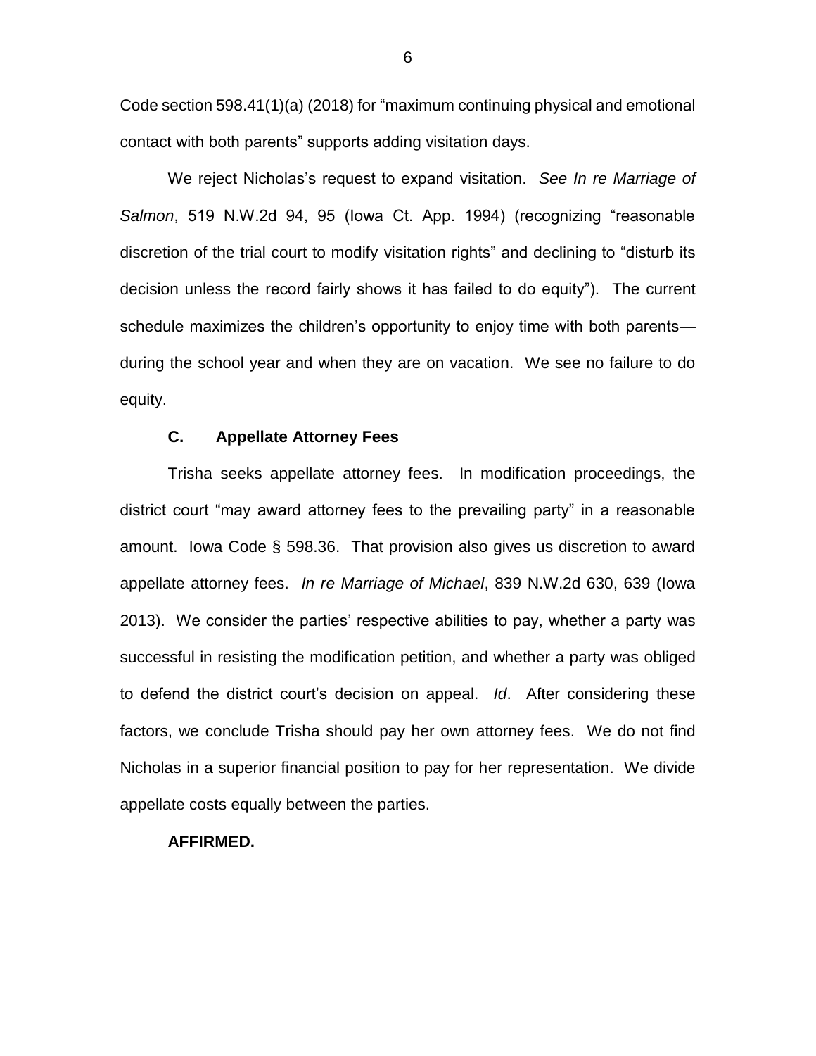Code section 598.41(1)(a) (2018) for "maximum continuing physical and emotional contact with both parents" supports adding visitation days.

We reject Nicholas's request to expand visitation. *See In re Marriage of Salmon*, 519 N.W.2d 94, 95 (Iowa Ct. App. 1994) (recognizing "reasonable discretion of the trial court to modify visitation rights" and declining to "disturb its decision unless the record fairly shows it has failed to do equity"). The current schedule maximizes the children's opportunity to enjoy time with both parents—during the school year and when they are on vacation. We see no failure to do equity.

### C. Appellate Attorney Fees

Trisha seeks appellate attorney fees. In modification proceedings, the district court "may award attorney fees to the prevailing party" in a reasonable amount. Iowa Code § 598.36. That provision also gives us discretion to award appellate attorney fees. *In re Marriage of Michael*, 839 N.W.2d 630, 639 (Iowa 2013). We consider the parties' respective abilities to pay, whether a party was successful in resisting the modification petition, and whether a party was obliged to defend the district court's decision on appeal. *Id*. After considering these factors, we conclude Trisha should pay her own attorney fees. We do not find Nicholas in a superior financial position to pay for her representation. We divide appellate costs equally between the parties.

**AFFIRMED.**